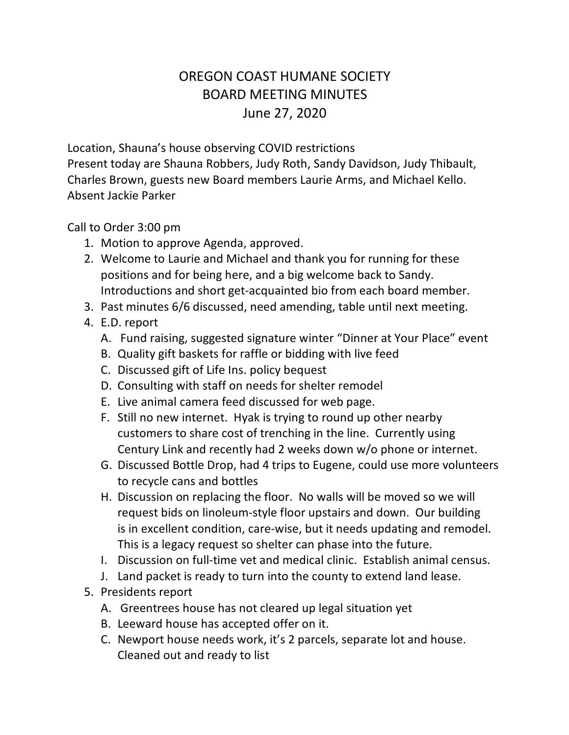# OREGON COAST HUMANE SOCIETY
# BOARD MEETING MINUTES
# June 27, 2020

Location, Shauna's house observing COVID restrictions
Present today are Shauna Robbers, Judy Roth, Sandy Davidson, Judy Thibault, Charles Brown, guests new Board members Laurie Arms, and Michael Kello.
Absent Jackie Parker

Call to Order 3:00 pm

1. Motion to approve Agenda, approved.
2. Welcome to Laurie and Michael and thank you for running for these positions and for being here, and a big welcome back to Sandy. Introductions and short get-acquainted bio from each board member.
3. Past minutes 6/6 discussed, need amending, table until next meeting.
4. E.D. report
   A. Fund raising, suggested signature winter "Dinner at Your Place" event
   B. Quality gift baskets for raffle or bidding with live feed
   C. Discussed gift of Life Ins. policy bequest
   D. Consulting with staff on needs for shelter remodel
   E. Live animal camera feed discussed for web page.
   F. Still no new internet. Hyak is trying to round up other nearby customers to share cost of trenching in the line. Currently using Century Link and recently had 2 weeks down w/o phone or internet.
   G. Discussed Bottle Drop, had 4 trips to Eugene, could use more volunteers to recycle cans and bottles
   H. Discussion on replacing the floor. No walls will be moved so we will request bids on linoleum-style floor upstairs and down. Our building is in excellent condition, care-wise, but it needs updating and remodel. This is a legacy request so shelter can phase into the future.
   I. Discussion on full-time vet and medical clinic. Establish animal census.
   J. Land packet is ready to turn into the county to extend land lease.
5. Presidents report
   A. Greentrees house has not cleared up legal situation yet
   B. Leeward house has accepted offer on it.
   C. Newport house needs work, it's 2 parcels, separate lot and house. Cleaned out and ready to list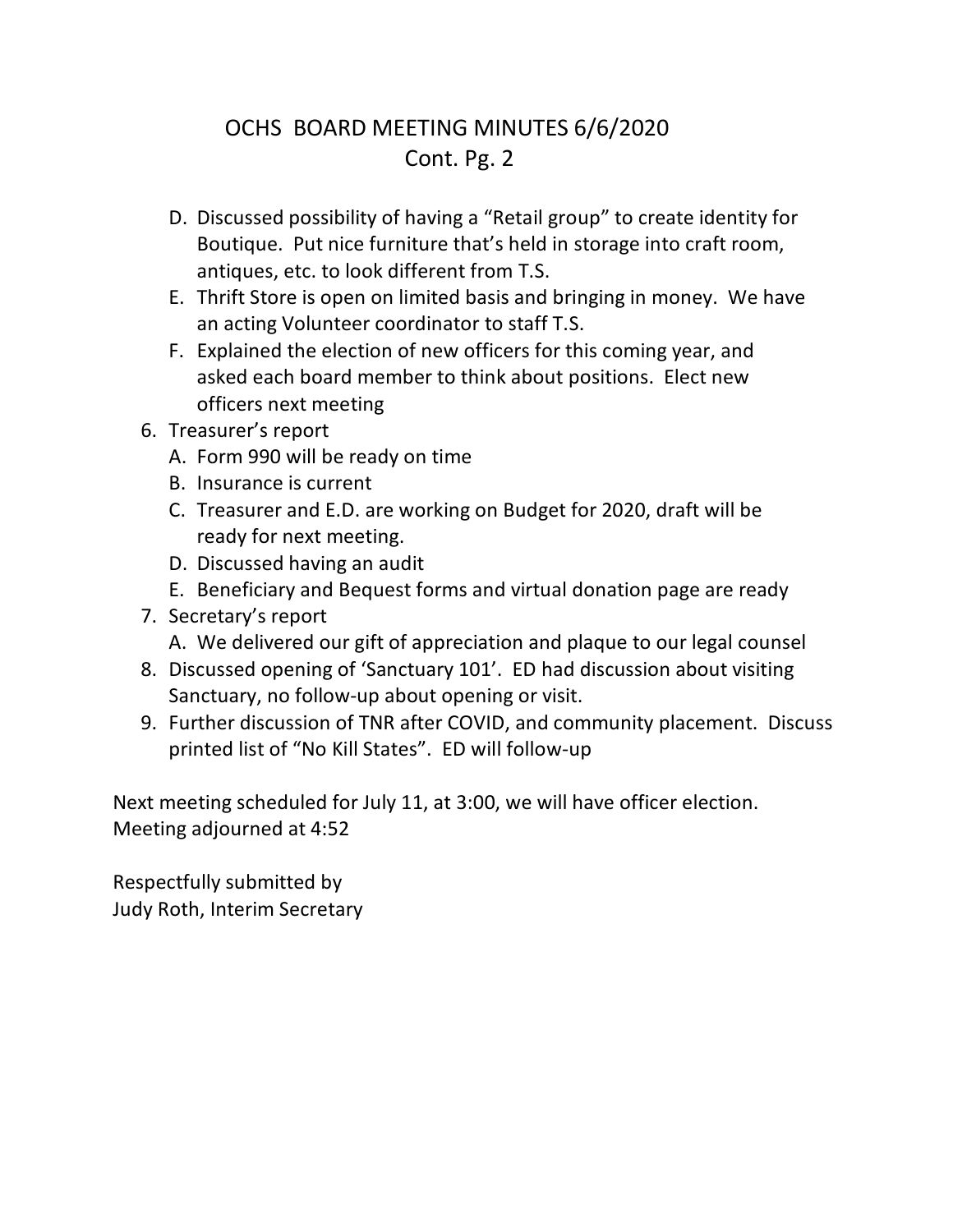# OCHS BOARD MEETING MINUTES 6/6/2020
## Cont. Pg. 2

- D. Discussed possibility of having a "Retail group" to create identity for Boutique. Put nice furniture that's held in storage into craft room, antiques, etc. to look different from T.S.
- E. Thrift Store is open on limited basis and bringing in money. We have an acting Volunteer coordinator to staff T.S.
- F. Explained the election of new officers for this coming year, and asked each board member to think about positions. Elect new officers next meeting

6. Treasurer's report
   - A. Form 990 will be ready on time
   - B. Insurance is current
   - C. Treasurer and E.D. are working on Budget for 2020, draft will be ready for next meeting.
   - D. Discussed having an audit
   - E. Beneficiary and Bequest forms and virtual donation page are ready
7. Secretary's report
   - A. We delivered our gift of appreciation and plaque to our legal counsel
8. Discussed opening of 'Sanctuary 101'. ED had discussion about visiting Sanctuary, no follow-up about opening or visit.
9. Further discussion of TNR after COVID, and community placement. Discuss printed list of "No Kill States". ED will follow-up

Next meeting scheduled for July 11, at 3:00, we will have officer election.
Meeting adjourned at 4:52

Respectfully submitted by
Judy Roth, Interim Secretary